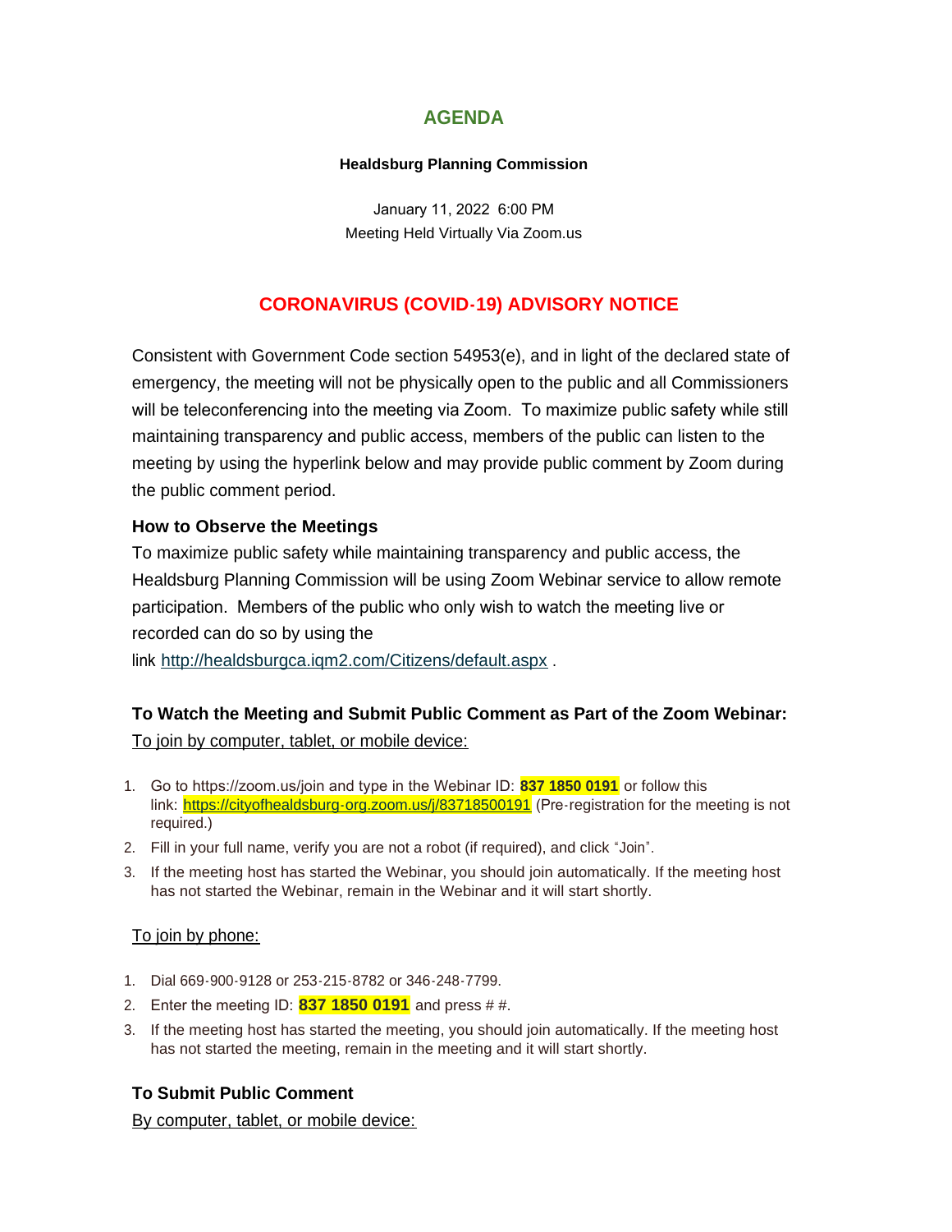# AGENDA

**Healdsburg Planning Commission**

January 11, 2022 6:00 PM
Meeting Held Virtually Via Zoom.us

## CORONAVIRUS (COVID-19) ADVISORY NOTICE

Consistent with Government Code section 54953(e), and in light of the declared state of emergency, the meeting will not be physically open to the public and all Commissioners will be teleconferencing into the meeting via Zoom. To maximize public safety while still maintaining transparency and public access, members of the public can listen to the meeting by using the hyperlink below and may provide public comment by Zoom during the public comment period.

### How to Observe the Meetings

To maximize public safety while maintaining transparency and public access, the Healdsburg Planning Commission will be using Zoom Webinar service to allow remote participation. Members of the public who only wish to watch the meeting live or recorded can do so by using the link http://healdsburgca.iqm2.com/Citizens/default.aspx .

### To Watch the Meeting and Submit Public Comment as Part of the Zoom Webinar:

To join by computer, tablet, or mobile device:

1. Go to https://zoom.us/join and type in the Webinar ID: **837 1850 0191** or follow this link: https://cityofhealdsburg-org.zoom.us/j/83718500191 (Pre-registration for the meeting is not required.)
2. Fill in your full name, verify you are not a robot (if required), and click "Join".
3. If the meeting host has started the Webinar, you should join automatically. If the meeting host has not started the Webinar, remain in the Webinar and it will start shortly.

To join by phone:

1. Dial 669-900-9128 or 253-215-8782 or 346-248-7799.
2. Enter the meeting ID: **837 1850 0191** and press # #.
3. If the meeting host has started the meeting, you should join automatically. If the meeting host has not started the meeting, remain in the meeting and it will start shortly.

### To Submit Public Comment

By computer, tablet, or mobile device: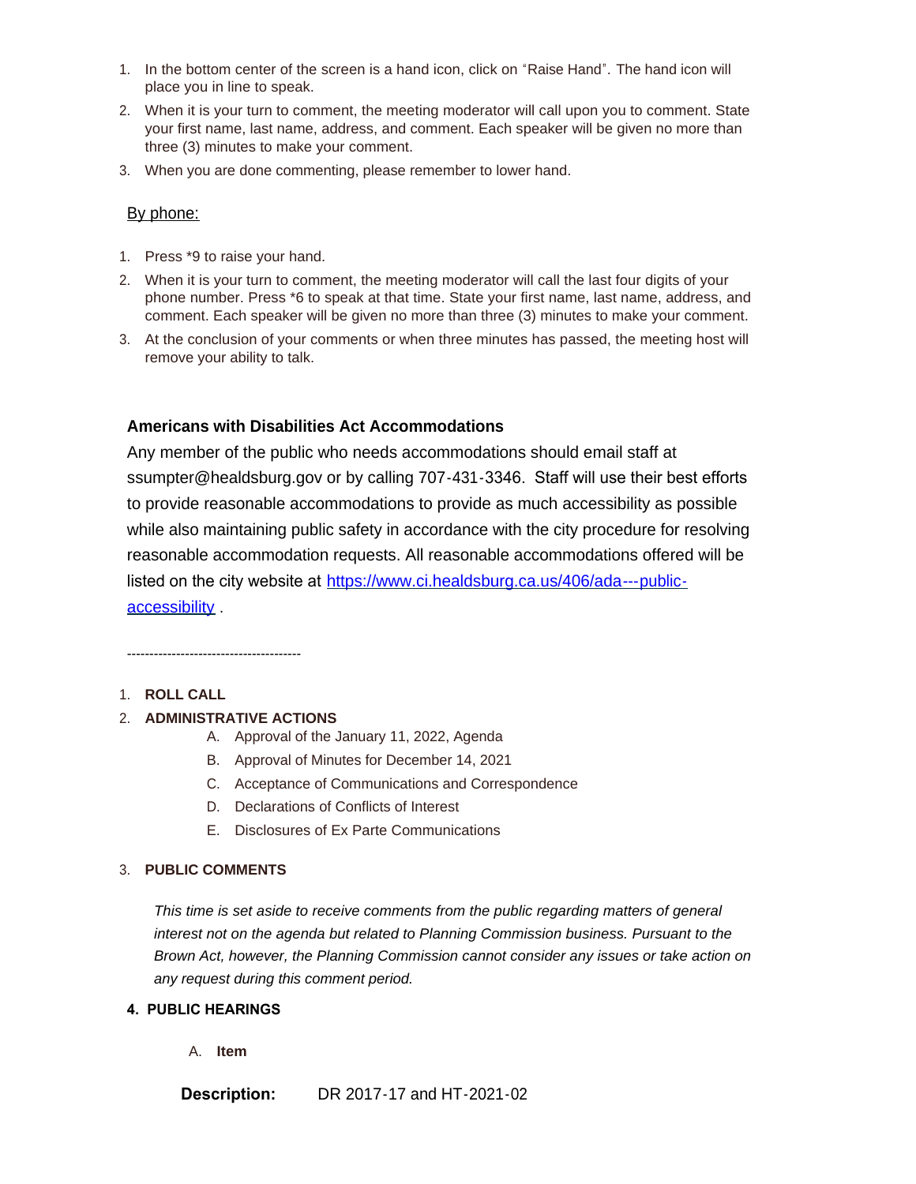1. In the bottom center of the screen is a hand icon, click on "Raise Hand". The hand icon will place you in line to speak.
2. When it is your turn to comment, the meeting moderator will call upon you to comment. State your first name, last name, address, and comment. Each speaker will be given no more than three (3) minutes to make your comment.
3. When you are done commenting, please remember to lower hand.

By phone:

1. Press *9 to raise your hand.
2. When it is your turn to comment, the meeting moderator will call the last four digits of your phone number. Press *6 to speak at that time. State your first name, last name, address, and comment. Each speaker will be given no more than three (3) minutes to make your comment.
3. At the conclusion of your comments or when three minutes has passed, the meeting host will remove your ability to talk.

**Americans with Disabilities Act Accommodations**

Any member of the public who needs accommodations should email staff at ssumpter@healdsburg.gov or by calling 707-431-3346. Staff will use their best efforts to provide reasonable accommodations to provide as much accessibility as possible while also maintaining public safety in accordance with the city procedure for resolving reasonable accommodation requests. All reasonable accommodations offered will be listed on the city website at [https://www.ci.healdsburg.ca.us/406/ada---public-accessibility](https://www.ci.healdsburg.ca.us/406/ada---public-accessibility) .

---------------------------------------

1. **ROLL CALL**
2. **ADMINISTRATIVE ACTIONS**
   - A. Approval of the January 11, 2022, Agenda
   - B. Approval of Minutes for December 14, 2021
   - C. Acceptance of Communications and Correspondence
   - D. Declarations of Conflicts of Interest
   - E. Disclosures of Ex Parte Communications
3. **PUBLIC COMMENTS**

   *This time is set aside to receive comments from the public regarding matters of general interest not on the agenda but related to Planning Commission business. Pursuant to the Brown Act, however, the Planning Commission cannot consider any issues or take action on any request during this comment period.*

4. **PUBLIC HEARINGS**

   A. **Item**

**Description:** DR 2017-17 and HT-2021-02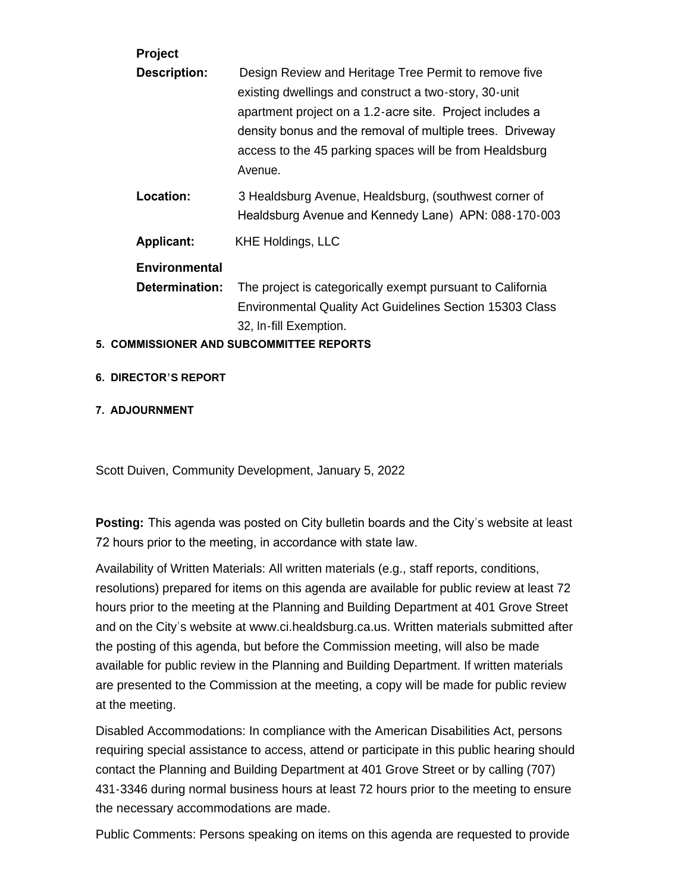**Project Description:** Design Review and Heritage Tree Permit to remove five existing dwellings and construct a two-story, 30-unit apartment project on a 1.2-acre site. Project includes a density bonus and the removal of multiple trees. Driveway access to the 45 parking spaces will be from Healdsburg Avenue.

**Location:** 3 Healdsburg Avenue, Healdsburg, (southwest corner of Healdsburg Avenue and Kennedy Lane) APN: 088-170-003

**Applicant:** KHE Holdings, LLC

**Environmental Determination:** The project is categorically exempt pursuant to California Environmental Quality Act Guidelines Section 15303 Class 32, In-fill Exemption.

**5. COMMISSIONER AND SUBCOMMITTEE REPORTS**

**6. DIRECTOR'S REPORT**

**7. ADJOURNMENT**

Scott Duiven, Community Development, January 5, 2022

**Posting:** This agenda was posted on City bulletin boards and the City's website at least 72 hours prior to the meeting, in accordance with state law.

Availability of Written Materials: All written materials (e.g., staff reports, conditions, resolutions) prepared for items on this agenda are available for public review at least 72 hours prior to the meeting at the Planning and Building Department at 401 Grove Street and on the City's website at www.ci.healdsburg.ca.us. Written materials submitted after the posting of this agenda, but before the Commission meeting, will also be made available for public review in the Planning and Building Department. If written materials are presented to the Commission at the meeting, a copy will be made for public review at the meeting.

Disabled Accommodations: In compliance with the American Disabilities Act, persons requiring special assistance to access, attend or participate in this public hearing should contact the Planning and Building Department at 401 Grove Street or by calling (707) 431-3346 during normal business hours at least 72 hours prior to the meeting to ensure the necessary accommodations are made.

Public Comments: Persons speaking on items on this agenda are requested to provide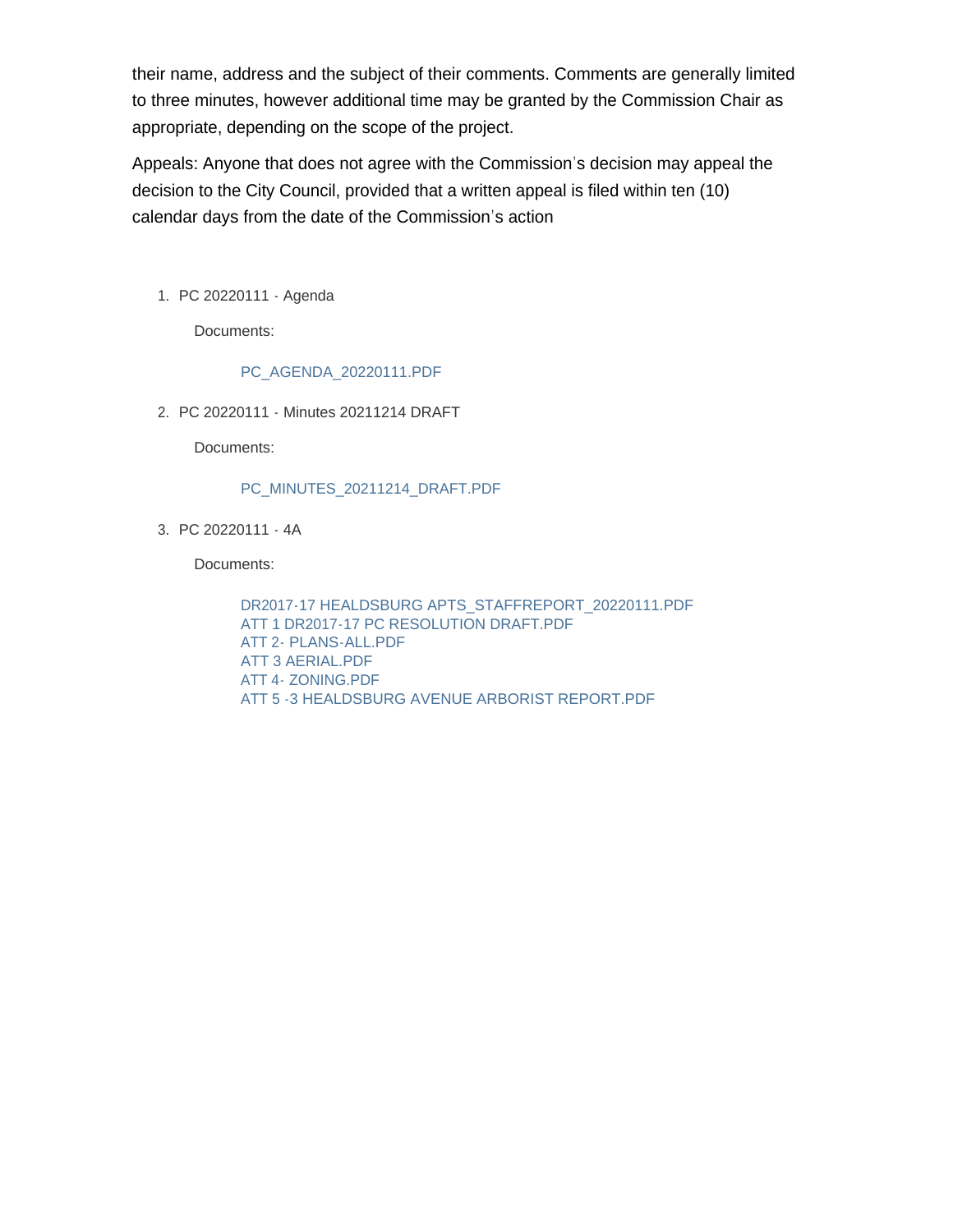their name, address and the subject of their comments. Comments are generally limited to three minutes, however additional time may be granted by the Commission Chair as appropriate, depending on the scope of the project.

Appeals: Anyone that does not agree with the Commission's decision may appeal the decision to the City Council, provided that a written appeal is filed within ten (10) calendar days from the date of the Commission's action

1. PC 20220111 - Agenda

   Documents:

   PC_AGENDA_20220111.PDF

2. PC 20220111 - Minutes 20211214 DRAFT

   Documents:

   PC_MINUTES_20211214_DRAFT.PDF

3. PC 20220111 - 4A

   Documents:

   DR2017-17 HEALDSBURG APTS_STAFFREPORT_20220111.PDF
   ATT 1 DR2017-17 PC RESOLUTION DRAFT.PDF
   ATT 2- PLANS-ALL.PDF
   ATT 3 AERIAL.PDF
   ATT 4- ZONING.PDF
   ATT 5 -3 HEALDSBURG AVENUE ARBORIST REPORT.PDF